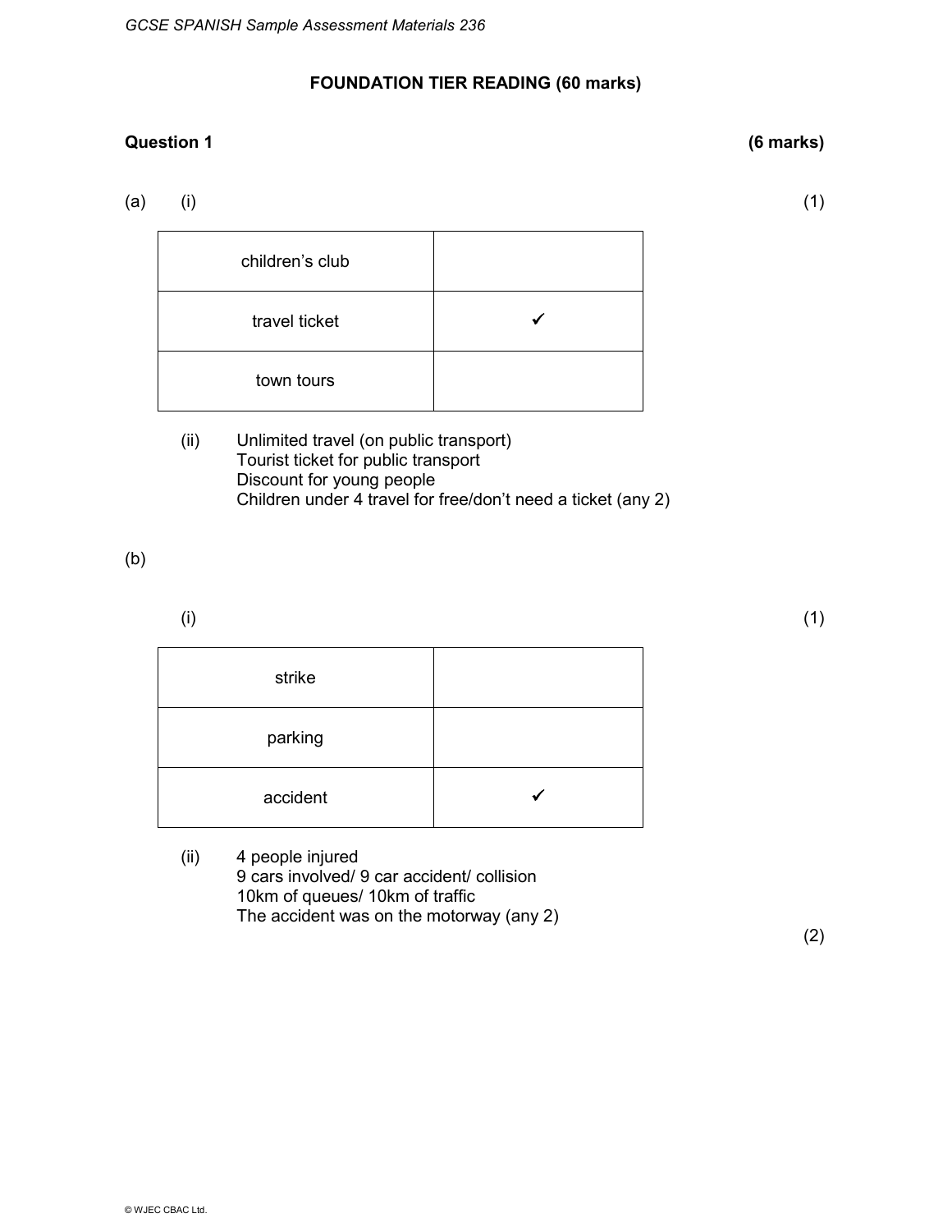## FOUNDATION TIER READING (60 marks)

**Question 1** **(6 marks)**

(a) (i) (1)

| | |
|---|---|
| children's club | |
| travel ticket | ✓ |
| town tours | |

(ii) Unlimited travel (on public transport)
Tourist ticket for public transport
Discount for young people
Children under 4 travel for free/don't need a ticket (any 2)

(b)

(i) (1)

| | |
|---|---|
| strike | |
| parking | |
| accident | ✓ |

(ii) 4 people injured
9 cars involved/ 9 car accident/ collision
10km of queues/ 10km of traffic
The accident was on the motorway (any 2)

(2)

© WJEC CBAC Ltd.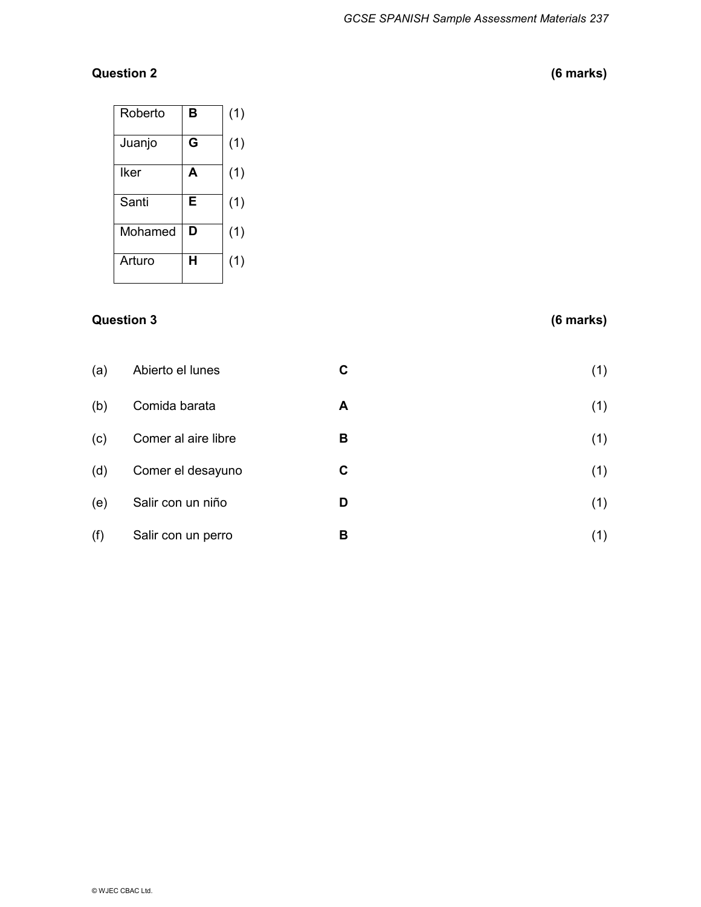**Question 2** **(6 marks)**

| | | |
|---|---|---|
| Roberto | **B** | (1) |
| Juanjo | **G** | (1) |
| Iker | **A** | (1) |
| Santi | **E** | (1) |
| Mohamed | **D** | (1) |
| Arturo | **H** | (1) |

**Question 3** **(6 marks)**

| | | | |
|---|---|---|---|
| (a) | Abierto el lunes | **C** | (1) |
| (b) | Comida barata | **A** | (1) |
| (c) | Comer al aire libre | **B** | (1) |
| (d) | Comer el desayuno | **C** | (1) |
| (e) | Salir con un niño | **D** | (1) |
| (f) | Salir con un perro | **B** | (1) |

© WJEC CBAC Ltd.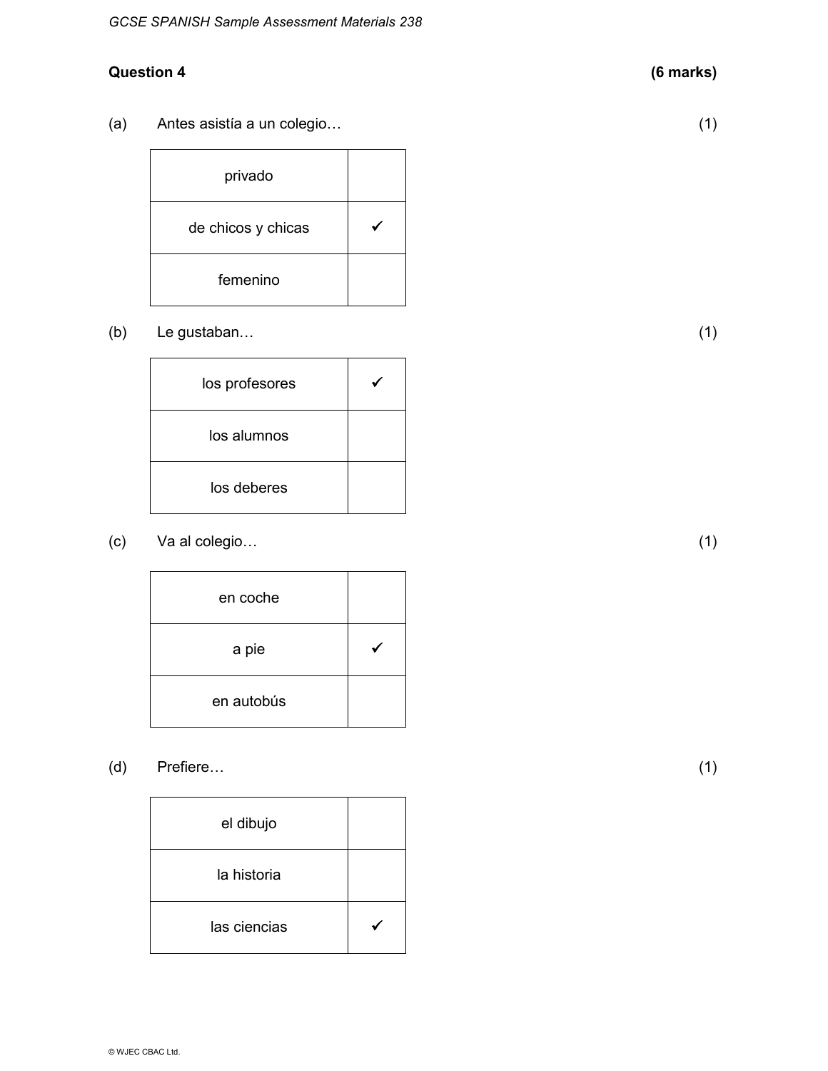**Question 4** **(6 marks)**

(a) Antes asistía a un colegio… (1)

| | |
|---|---|
| privado | |
| de chicos y chicas | ✓ |
| femenino | |

(b) Le gustaban… (1)

| | |
|---|---|
| los profesores | ✓ |
| los alumnos | |
| los deberes | |

(c) Va al colegio… (1)

| | |
|---|---|
| en coche | |
| a pie | ✓ |
| en autobús | |

(d) Prefiere… (1)

| | |
|---|---|
| el dibujo | |
| la historia | |
| las ciencias | ✓ |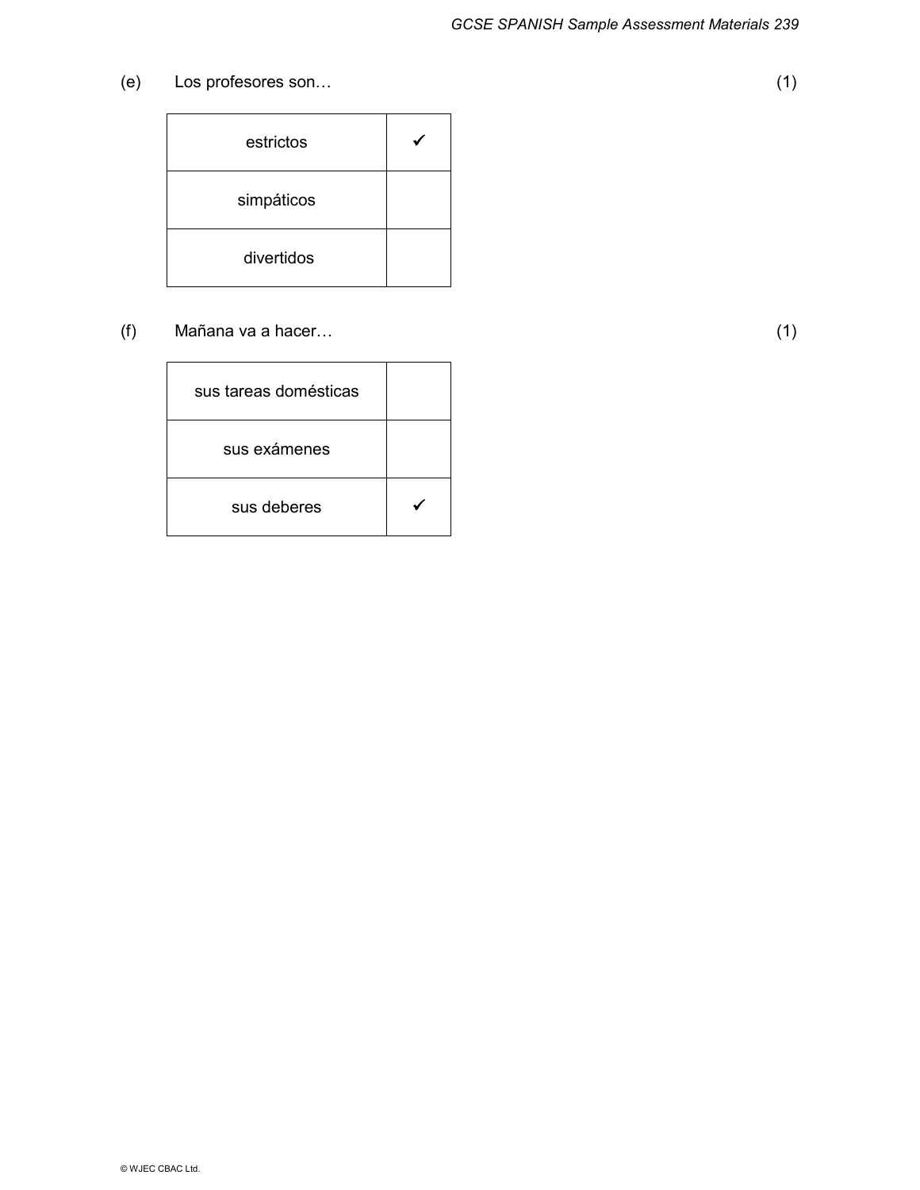(e) Los profesores son… (1)

| | |
|---|---|
| estrictos | ✓ |
| simpáticos | |
| divertidos | |

(f) Mañana va a hacer… (1)

| | |
|---|---|
| sus tareas domésticas | |
| sus exámenes | |
| sus deberes | ✓ |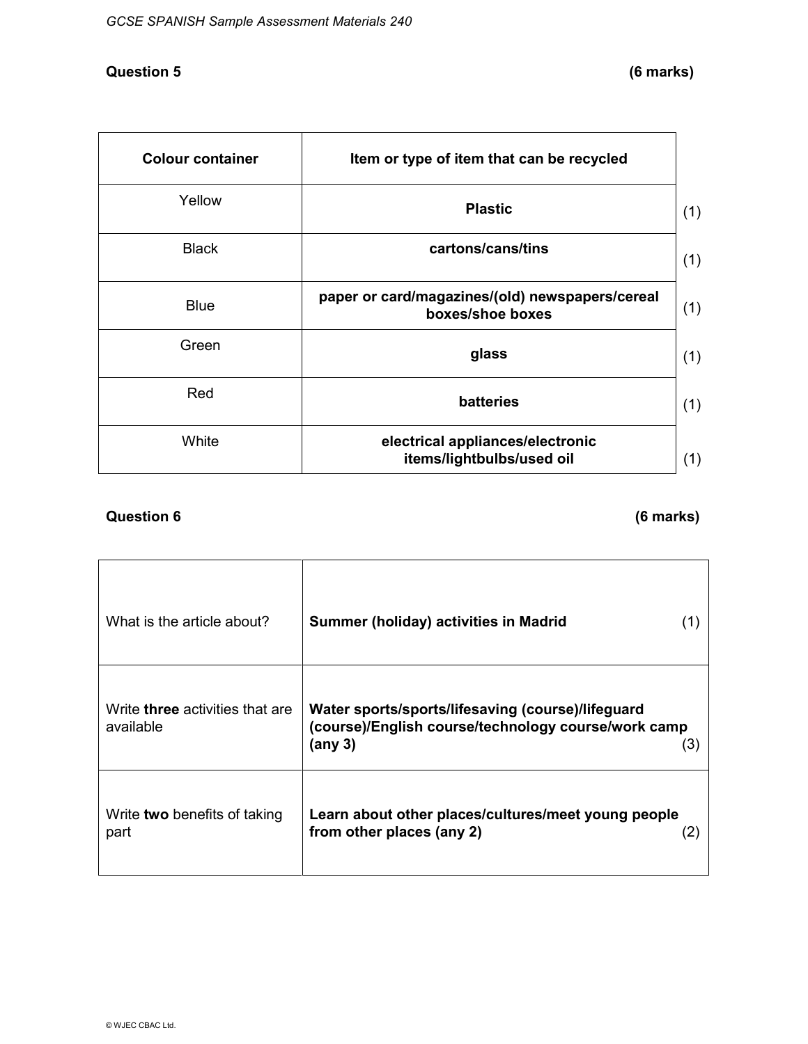### Question 5 (6 marks)

| Colour container | Item or type of item that can be recycled | |
|---|---|---|
| Yellow | **Plastic** | (1) |
| Black | **cartons/cans/tins** | (1) |
| Blue | **paper or card/magazines/(old) newspapers/cereal boxes/shoe boxes** | (1) |
| Green | **glass** | (1) |
| Red | **batteries** | (1) |
| White | **electrical appliances/electronic items/lightbulbs/used oil** | (1) |

### Question 6 (6 marks)

| | | |
|---|---|---|
| What is the article about? | **Summer (holiday) activities in Madrid** | (1) |
| Write **three** activities that are available | **Water sports/sports/lifesaving (course)/lifeguard (course)/English course/technology course/work camp (any 3)** | (3) |
| Write **two** benefits of taking part | **Learn about other places/cultures/meet young people from other places (any 2)** | (2) |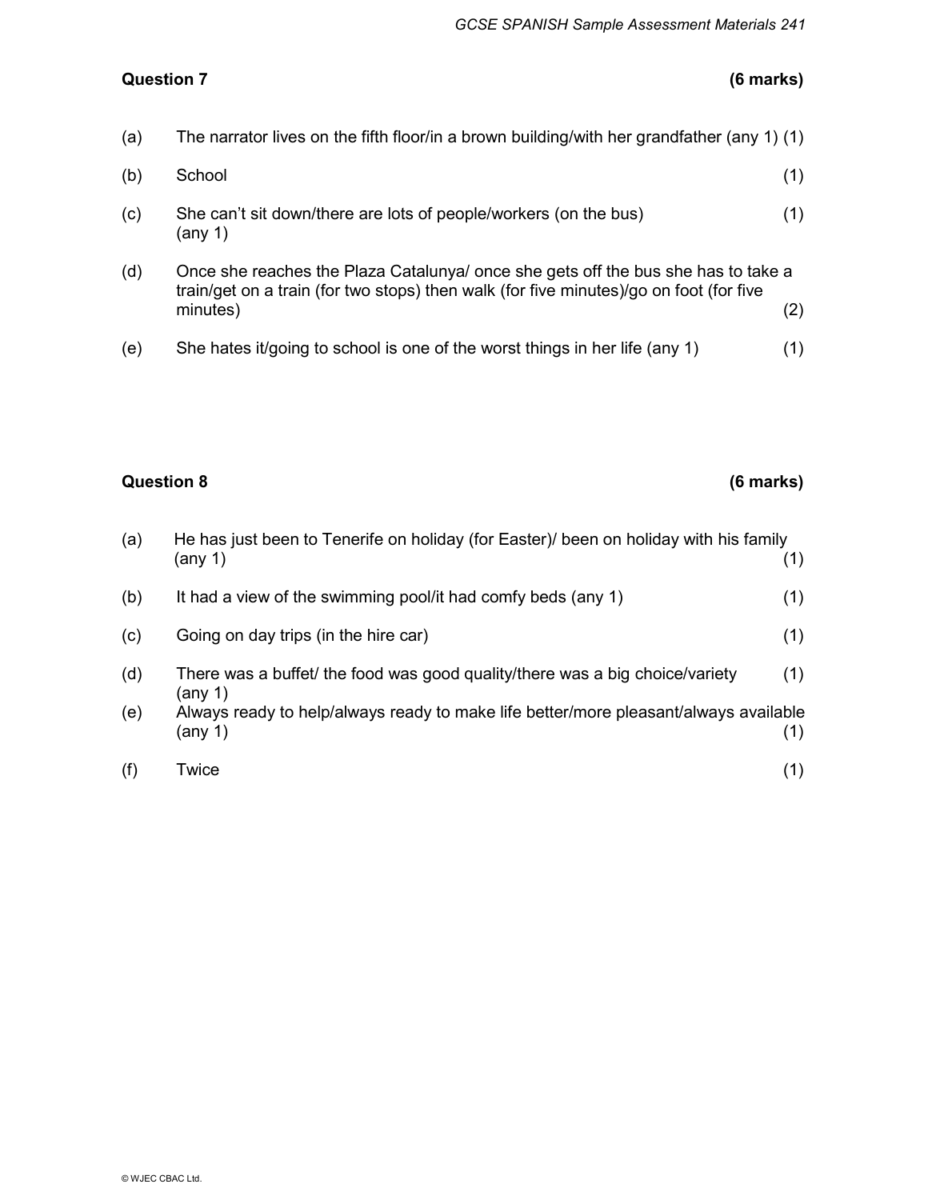**Question 7** **(6 marks)**

(a) The narrator lives on the fifth floor/in a brown building/with her grandfather (any 1) (1)

(b) School (1)

(c) She can't sit down/there are lots of people/workers (on the bus) (any 1) (1)

(d) Once she reaches the Plaza Catalunya/ once she gets off the bus she has to take a train/get on a train (for two stops) then walk (for five minutes)/go on foot (for five minutes) (2)

(e) She hates it/going to school is one of the worst things in her life (any 1) (1)

**Question 8** **(6 marks)**

(a) He has just been to Tenerife on holiday (for Easter)/ been on holiday with his family (any 1) (1)

(b) It had a view of the swimming pool/it had comfy beds (any 1) (1)

(c) Going on day trips (in the hire car) (1)

(d) There was a buffet/ the food was good quality/there was a big choice/variety (any 1) (1)

(e) Always ready to help/always ready to make life better/more pleasant/always available (any 1) (1)

(f) Twice (1)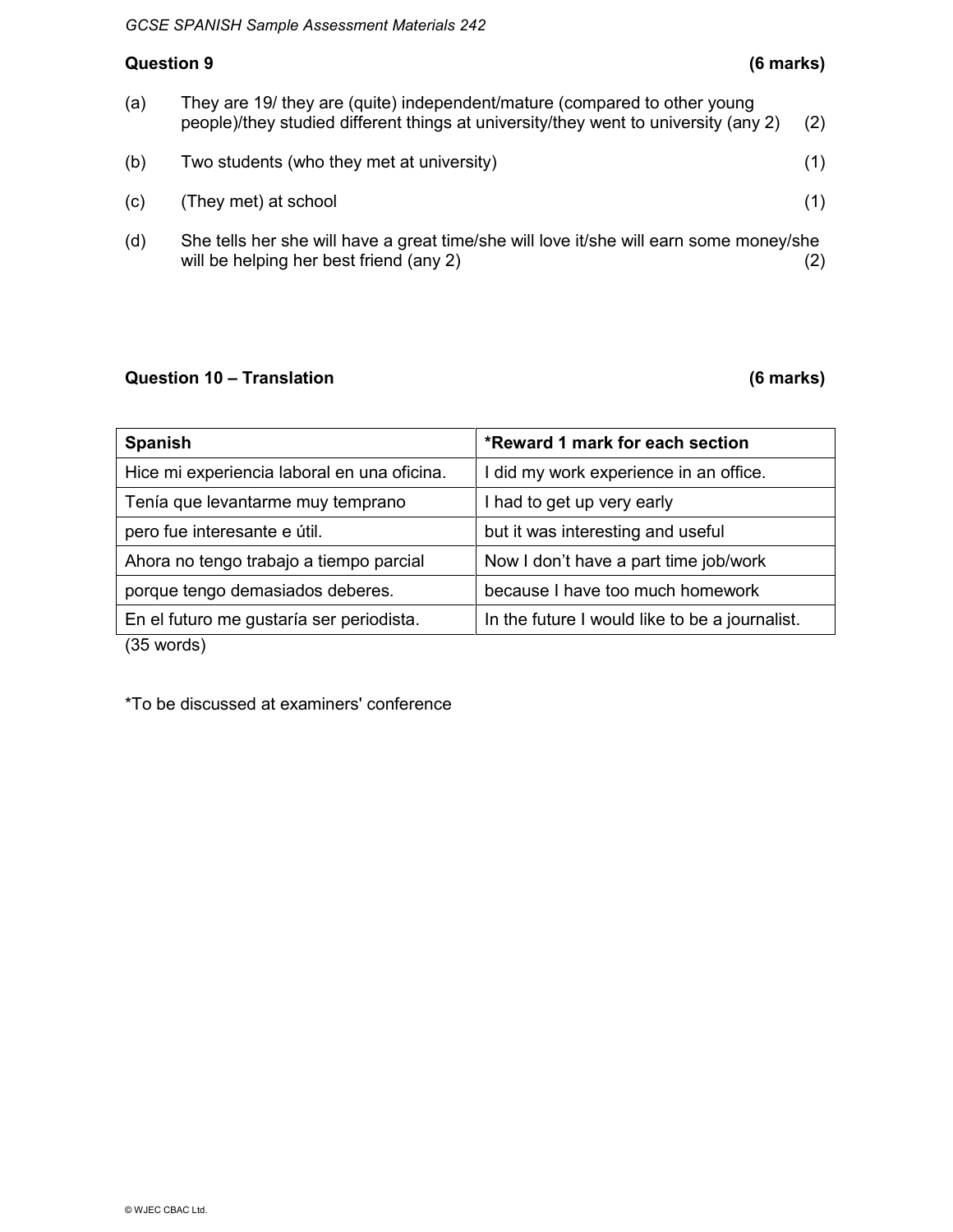**Question 9** **(6 marks)**

(a) They are 19/ they are (quite) independent/mature (compared to other young people)/they studied different things at university/they went to university (any 2) (2)

(b) Two students (who they met at university) (1)

(c) (They met) at school (1)

(d) She tells her she will have a great time/she will love it/she will earn some money/she will be helping her best friend (any 2) (2)

**Question 10 – Translation** **(6 marks)**

| Spanish | *Reward 1 mark for each section |
|---|---|
| Hice mi experiencia laboral en una oficina. | I did my work experience in an office. |
| Tenía que levantarme muy temprano | I had to get up very early |
| pero fue interesante e útil. | but it was interesting and useful |
| Ahora no tengo trabajo a tiempo parcial | Now I don't have a part time job/work |
| porque tengo demasiados deberes. | because I have too much homework |
| En el futuro me gustaría ser periodista. | In the future I would like to be a journalist. |

(35 words)

*To be discussed at examiners' conference

© WJEC CBAC Ltd.